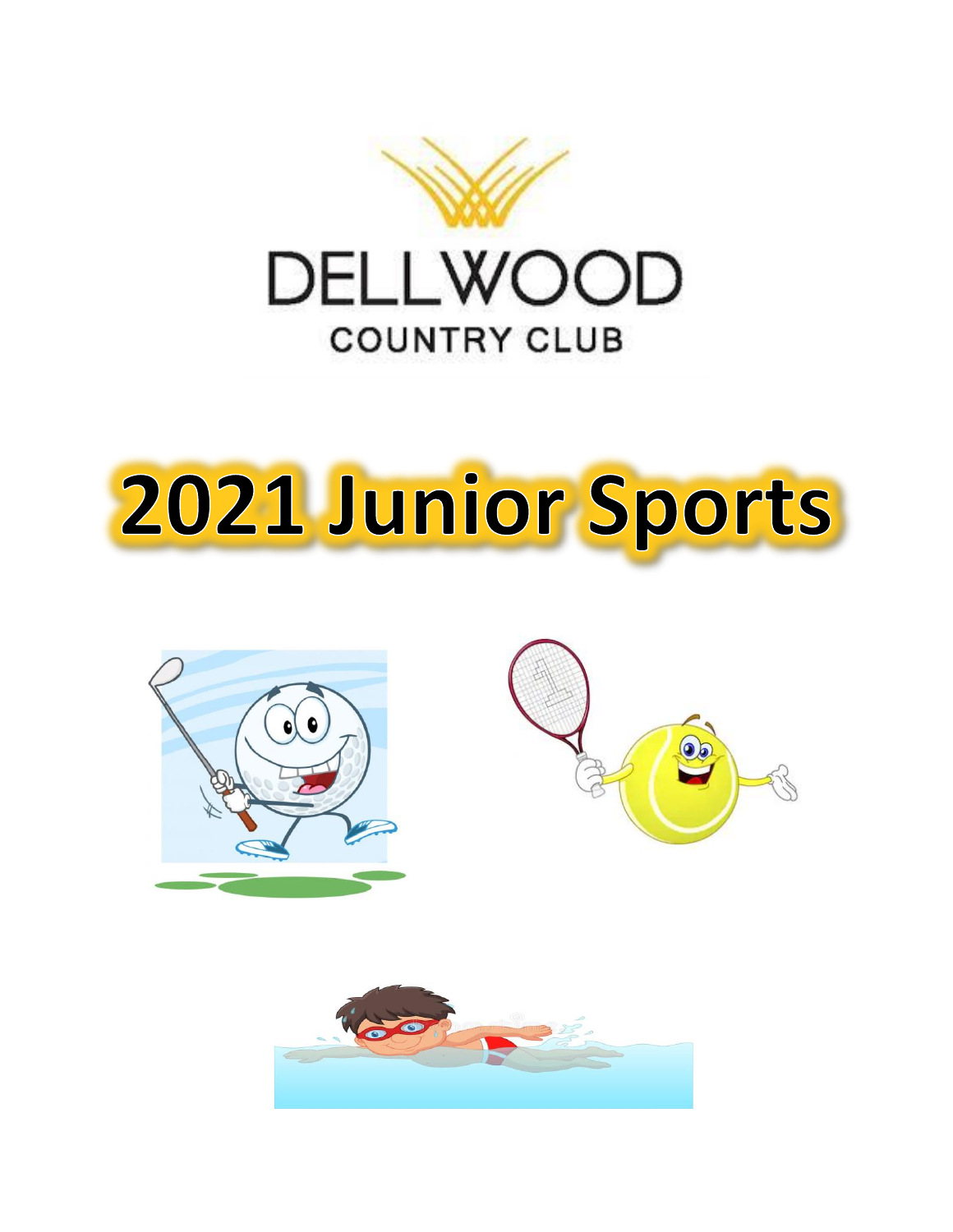DELLWOOD

COUNTRY CLUB

# 2021 Junior Sports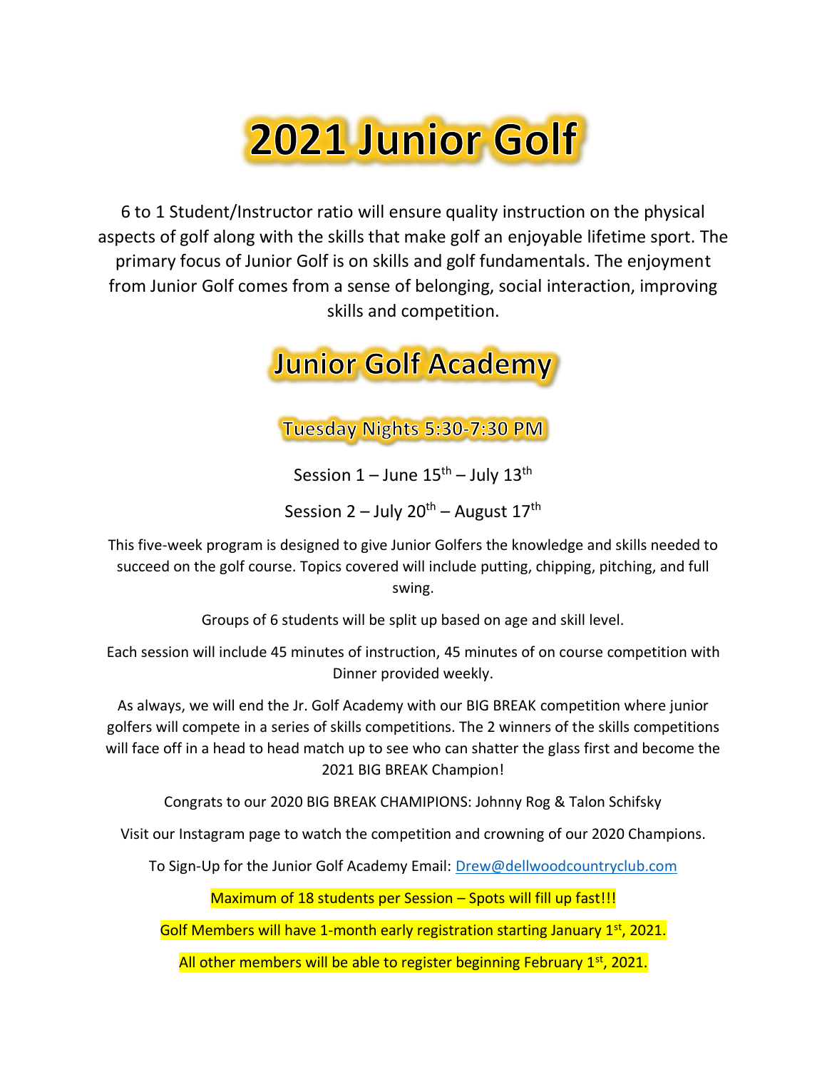# 2021 Junior Golf

6 to 1 Student/Instructor ratio will ensure quality instruction on the physical aspects of golf along with the skills that make golf an enjoyable lifetime sport. The primary focus of Junior Golf is on skills and golf fundamentals. The enjoyment from Junior Golf comes from a sense of belonging, social interaction, improving skills and competition.

## Junior Golf Academy

### Tuesday Nights 5:30-7:30 PM

Session 1 – June 15th – July 13th

Session 2 – July 20th – August 17th

This five-week program is designed to give Junior Golfers the knowledge and skills needed to succeed on the golf course. Topics covered will include putting, chipping, pitching, and full swing.

Groups of 6 students will be split up based on age and skill level.

Each session will include 45 minutes of instruction, 45 minutes of on course competition with Dinner provided weekly.

As always, we will end the Jr. Golf Academy with our BIG BREAK competition where junior golfers will compete in a series of skills competitions. The 2 winners of the skills competitions will face off in a head to head match up to see who can shatter the glass first and become the 2021 BIG BREAK Champion!

Congrats to our 2020 BIG BREAK CHAMIPIONS: Johnny Rog & Talon Schifsky

Visit our Instagram page to watch the competition and crowning of our 2020 Champions.

To Sign-Up for the Junior Golf Academy Email: [Drew@dellwoodcountryclub.com](mailto:Drew@dellwoodcountryclub.com)

Maximum of 18 students per Session – Spots will fill up fast!!!

Golf Members will have 1-month early registration starting January 1st, 2021.

All other members will be able to register beginning February 1st, 2021.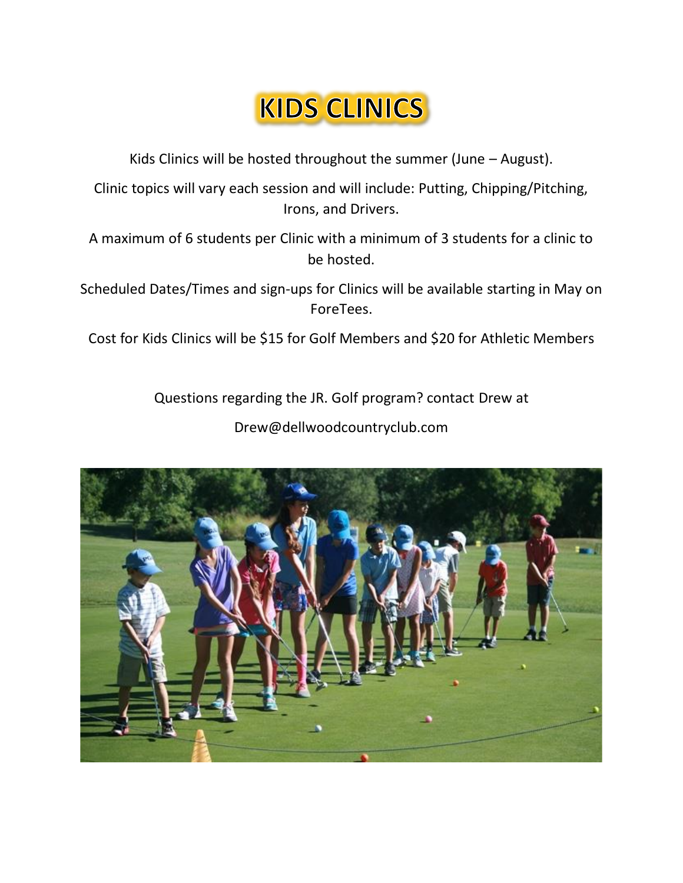# KIDS CLINICS

Kids Clinics will be hosted throughout the summer (June – August).

Clinic topics will vary each session and will include: Putting, Chipping/Pitching, Irons, and Drivers.

A maximum of 6 students per Clinic with a minimum of 3 students for a clinic to be hosted.

Scheduled Dates/Times and sign-ups for Clinics will be available starting in May on ForeTees.

Cost for Kids Clinics will be $15 for Golf Members and $20 for Athletic Members

Questions regarding the JR. Golf program? contact Drew at

Drew@dellwoodcountryclub.com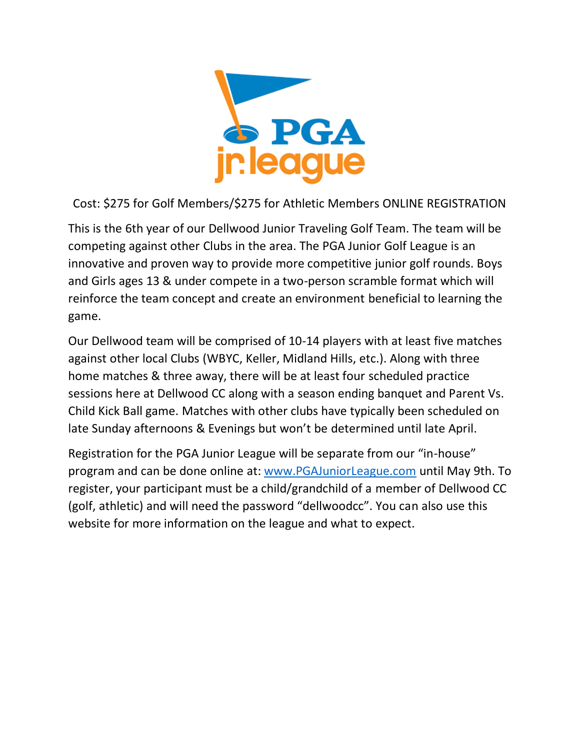Cost: $275 for Golf Members/$275 for Athletic Members ONLINE REGISTRATION

This is the 6th year of our Dellwood Junior Traveling Golf Team. The team will be competing against other Clubs in the area. The PGA Junior Golf League is an innovative and proven way to provide more competitive junior golf rounds. Boys and Girls ages 13 & under compete in a two-person scramble format which will reinforce the team concept and create an environment beneficial to learning the game.

Our Dellwood team will be comprised of 10-14 players with at least five matches against other local Clubs (WBYC, Keller, Midland Hills, etc.). Along with three home matches & three away, there will be at least four scheduled practice sessions here at Dellwood CC along with a season ending banquet and Parent Vs. Child Kick Ball game. Matches with other clubs have typically been scheduled on late Sunday afternoons & Evenings but won't be determined until late April.

Registration for the PGA Junior League will be separate from our "in-house" program and can be done online at: [www.PGAJuniorLeague.com](http://www.PGAJuniorLeague.com) until May 9th. To register, your participant must be a child/grandchild of a member of Dellwood CC (golf, athletic) and will need the password "dellwoodcc". You can also use this website for more information on the league and what to expect.